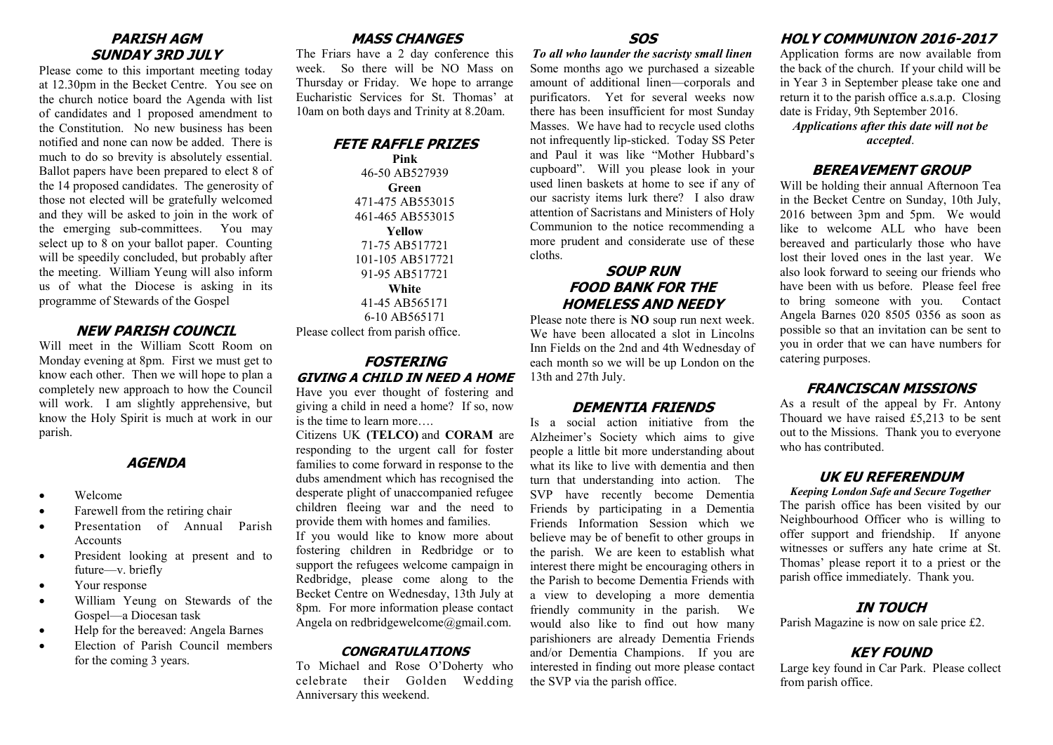## PARISH AGM SUNDAY 3RD JULY

Please come to this important meeting today at 12.30pm in the Becket Centre. You see on the church notice board the Agenda with list of candidates and 1 proposed amendment to the Constitution. No new business has been notified and none can now be added. There is much to do so brevity is absolutely essential. Ballot papers have been prepared to elect 8 of the 14 proposed candidates. The generosity of those not elected will be gratefully welcomed and they will be asked to join in the work of the emerging sub-committees. You may select up to 8 on your ballot paper. Counting will be speedily concluded, but probably after the meeting. William Yeung will also inform us of what the Diocese is asking in its programme of Stewards of the Gospel

## NEW PARISH COUNCIL

Will meet in the William Scott Room on Monday evening at 8pm. First we must get to know each other. Then we will hope to plan a completely new approach to how the Council will work. I am slightly apprehensive, but know the Holy Spirit is much at work in our parish.

## AGENDA

- Welcome
- Farewell from the retiring chair
- Presentation of Annual Parish Accounts
- President looking at present and to future—v. briefly
- Your response
- William Yeung on Stewards of the Gospel—a Diocesan task
- Help for the bereaved: Angela Barnes
- Election of Parish Council members for the coming 3 years.

## MASS CHANGES

The Friars have a 2 day conference this week. So there will be NO Mass on Thursday or Friday. We hope to arrange Eucharistic Services for St. Thomas' at 10am on both days and Trinity at 8.20am.

## FETE RAFFLE PRIZES

**Pink**
46-50 AB527939
**Green**
471-475 AB553015
461-465 AB553015
**Yellow**
71-75 AB517721
101-105 AB517721
91-95 AB517721
**White**
41-45 AB565171
6-10 AB565171

Please collect from parish office.

## FOSTERING GIVING A CHILD IN NEED A HOME

Have you ever thought of fostering and giving a child in need a home? If so, now is the time to learn more….

Citizens UK **(TELCO)** and **CORAM** are responding to the urgent call for foster families to come forward in response to the dubs amendment which has recognised the desperate plight of unaccompanied refugee children fleeing war and the need to provide them with homes and families.

If you would like to know more about fostering children in Redbridge or to support the refugees welcome campaign in Redbridge, please come along to the Becket Centre on Wednesday, 13th July at 8pm. For more information please contact Angela on redbridgewelcome@gmail.com.

## CONGRATULATIONS

To Michael and Rose O'Doherty who celebrate their Golden Wedding Anniversary this weekend.

## SOS

***To all who launder the sacristy small linen***

Some months ago we purchased a sizeable amount of additional linen—corporals and purificators. Yet for several weeks now there has been insufficient for most Sunday Masses. We have had to recycle used cloths not infrequently lip-sticked. Today SS Peter and Paul it was like "Mother Hubbard's cupboard". Will you please look in your used linen baskets at home to see if any of our sacristy items lurk there? I also draw attention of Sacristans and Ministers of Holy Communion to the notice recommending a more prudent and considerate use of these cloths.

## SOUP RUN FOOD BANK FOR THE HOMELESS AND NEEDY

Please note there is **NO** soup run next week. We have been allocated a slot in Lincolns Inn Fields on the 2nd and 4th Wednesday of each month so we will be up London on the 13th and 27th July.

## DEMENTIA FRIENDS

Is a social action initiative from the Alzheimer's Society which aims to give people a little bit more understanding about what its like to live with dementia and then turn that understanding into action. The SVP have recently become Dementia Friends by participating in a Dementia Friends Information Session which we believe may be of benefit to other groups in the parish. We are keen to establish what interest there might be encouraging others in the Parish to become Dementia Friends with a view to developing a more dementia friendly community in the parish. We would also like to find out how many parishioners are already Dementia Friends and/or Dementia Champions. If you are interested in finding out more please contact the SVP via the parish office.

## HOLY COMMUNION 2016-2017

Application forms are now available from the back of the church. If your child will be in Year 3 in September please take one and return it to the parish office a.s.a.p. Closing date is Friday, 9th September 2016.

***Applications after this date will not be accepted.***

## BEREAVEMENT GROUP

Will be holding their annual Afternoon Tea in the Becket Centre on Sunday, 10th July, 2016 between 3pm and 5pm. We would like to welcome ALL who have been bereaved and particularly those who have lost their loved ones in the last year. We also look forward to seeing our friends who have been with us before. Please feel free to bring someone with you. Contact Angela Barnes 020 8505 0356 as soon as possible so that an invitation can be sent to you in order that we can have numbers for catering purposes.

## FRANCISCAN MISSIONS

As a result of the appeal by Fr. Antony Thouard we have raised £5,213 to be sent out to the Missions. Thank you to everyone who has contributed.

## UK EU REFERENDUM

***Keeping London Safe and Secure Together***

The parish office has been visited by our Neighbourhood Officer who is willing to offer support and friendship. If anyone witnesses or suffers any hate crime at St. Thomas' please report it to a priest or the parish office immediately. Thank you.

## IN TOUCH

Parish Magazine is now on sale price £2.

## KEY FOUND

Large key found in Car Park. Please collect from parish office.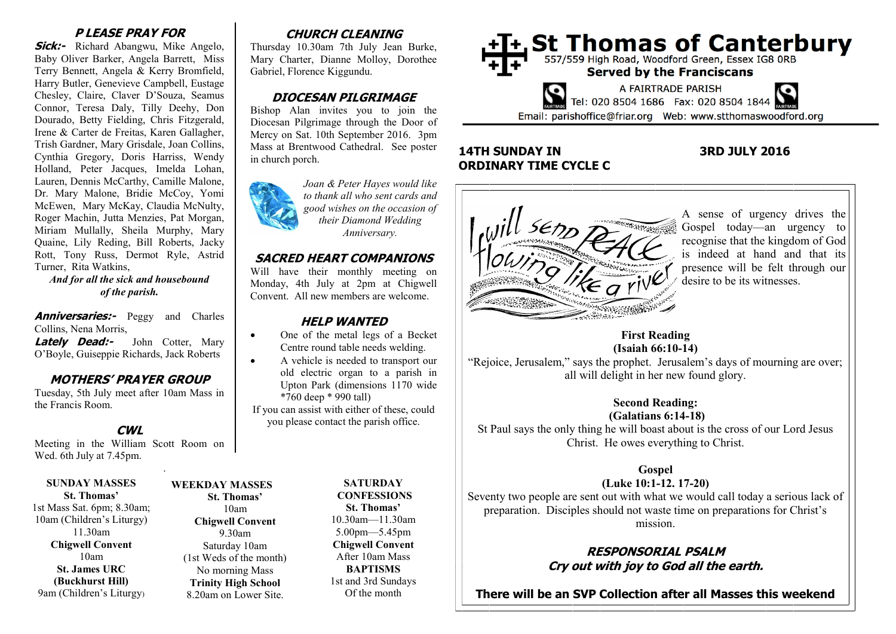# St Thomas of Canterbury

557/559 High Road, Woodford Green, Essex IG8 0RB

**Served by the Franciscans**

A FAIRTRADE PARISH

Tel: 020 8504 1686 Fax: 020 8504 1844

Email: parishoffice@friar.org Web: www.stthomaswoodford.org

**14TH SUNDAY IN ORDINARY TIME CYCLE C**

**3RD JULY 2016**

I will send PEACE flowing like a river

A sense of urgency drives the Gospel today—an urgency to recognise that the kingdom of God is indeed at hand and that its presence will be felt through our desire to be its witnesses.

**First Reading**
**(Isaiah 66:10-14)**

"Rejoice, Jerusalem," says the prophet. Jerusalem's days of mourning are over; all will delight in her new found glory.

**Second Reading:**
**(Galatians 6:14-18)**

St Paul says the only thing he will boast about is the cross of our Lord Jesus Christ. He owes everything to Christ.

**Gospel**
**(Luke 10:1-12. 17-20)**

Seventy two people are sent out with what we would call today a serious lack of preparation. Disciples should not waste time on preparations for Christ's mission.

***RESPONSORIAL PSALM***
***Cry out with joy to God all the earth.***

**There will be an SVP Collection after all Masses this weekend**

## PLEASE PRAY FOR

***Sick:-*** Richard Abangwu, Mike Angelo, Baby Oliver Barker, Angela Barrett, Miss Terry Bennett, Angela & Kerry Bromfield, Harry Butler, Genevieve Campbell, Eustage Chesley, Claire, Claver D'Souza, Seamus Connor, Teresa Daly, Tilly Deehy, Don Dourado, Betty Fielding, Chris Fitzgerald, Irene & Carter de Freitas, Karen Gallagher, Trish Gardner, Mary Grisdale, Joan Collins, Cynthia Gregory, Doris Harriss, Wendy Holland, Peter Jacques, Imelda Lohan, Lauren, Dennis McCarthy, Camille Malone, Dr. Mary Malone, Bridie McCoy, Yomi McEwen, Mary McKay, Claudia McNulty, Roger Machin, Jutta Menzies, Pat Morgan, Miriam Mullally, Sheila Murphy, Mary Quaine, Lily Reding, Bill Roberts, Jacky Rott, Tony Russ, Dermot Ryle, Astrid Turner, Rita Watkins,

*And for all the sick and housebound of the parish.*

***Anniversaries:-*** Peggy and Charles Collins, Nena Morris,

***Lately Dead:-*** John Cotter, Mary O'Boyle, Guiseppie Richards, Jack Roberts

## MOTHERS' PRAYER GROUP

Tuesday, 5th July meet after 10am Mass in the Francis Room.

## CWL

Meeting in the William Scott Room on Wed. 6th July at 7.45pm.

## CHURCH CLEANING

Thursday 10.30am 7th July Jean Burke, Mary Charter, Dianne Molloy, Dorothee Gabriel, Florence Kiggundu.

## DIOCESAN PILGRIMAGE

Bishop Alan invites you to join the Diocesan Pilgrimage through the Door of Mercy on Sat. 10th September 2016. 3pm Mass at Brentwood Cathedral. See poster in church porch.

*Joan & Peter Hayes would like to thank all who sent cards and good wishes on the occasion of their Diamond Wedding Anniversary.*

## SACRED HEART COMPANIONS

Will have their monthly meeting on Monday, 4th July at 2pm at Chigwell Convent. All new members are welcome.

## HELP WANTED

- One of the metal legs of a Becket Centre round table needs welding.
- A vehicle is needed to transport our old electric organ to a parish in Upton Park (dimensions 1170 wide *760 deep * 990 tall)

If you can assist with either of these, could you please contact the parish office.

**SUNDAY MASSES**
**St. Thomas'**
1st Mass Sat. 6pm; 8.30am; 10am (Children's Liturgy) 11.30am
**Chigwell Convent**
10am
**St. James URC (Buckhurst Hill)**
9am (Children's Liturgy)

**WEEKDAY MASSES**
**St. Thomas'**
10am
**Chigwell Convent**
9.30am
Saturday 10am
(1st Weds of the month)
No morning Mass
**Trinity High School**
8.20am on Lower Site.

**SATURDAY CONFESSIONS**
**St. Thomas'**
10.30am—11.30am
5.00pm—5.45pm
**Chigwell Convent**
After 10am Mass
**BAPTISMS**
1st and 3rd Sundays Of the month